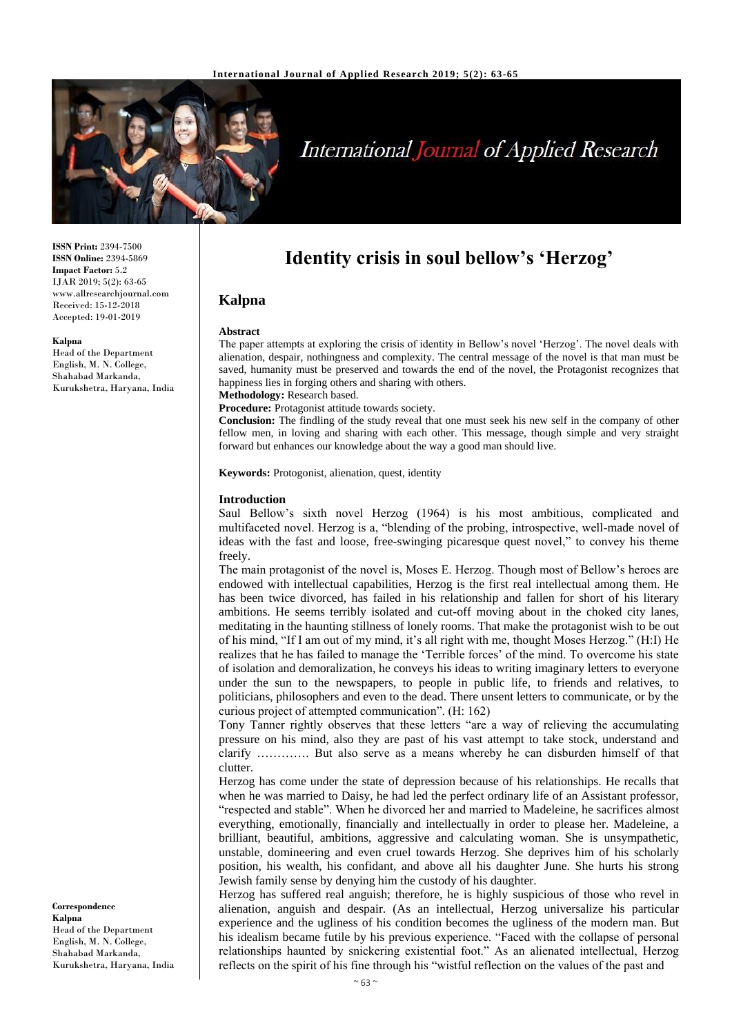# Identity crisis in soul bellow's 'Herzog'

**Kalpna**

ISSN Print: 2394-7500
ISSN Online: 2394-5869
Impact Factor: 5.2
IJAR 2019; 5(2): 63-65
www.allresearchjournal.com
Received: 15-12-2018
Accepted: 19-01-2019

**Kalpna**
Head of the Department English, M. N. College, Shahabad Markanda, Kurukshetra, Haryana, India

**Correspondence**
**Kalpna**
Head of the Department English, M. N. College, Shahabad Markanda, Kurukshetra, Haryana, India

## Abstract

The paper attempts at exploring the crisis of identity in Bellow's novel 'Herzog'. The novel deals with alienation, despair, nothingness and complexity. The central message of the novel is that man must be saved, humanity must be preserved and towards the end of the novel, the Protagonist recognizes that happiness lies in forging others and sharing with others.

**Methodology:** Research based.

**Procedure:** Protagonist attitude towards society.

**Conclusion:** The findling of the study reveal that one must seek his new self in the company of other fellow men, in loving and sharing with each other. This message, though simple and very straight forward but enhances our knowledge about the way a good man should live.

**Keywords:** Protogonist, alienation, quest, identity

## Introduction

Saul Bellow's sixth novel Herzog (1964) is his most ambitious, complicated and multifaceted novel. Herzog is a, "blending of the probing, introspective, well-made novel of ideas with the fast and loose, free-swinging picaresque quest novel," to convey his theme freely.

The main protagonist of the novel is, Moses E. Herzog. Though most of Bellow's heroes are endowed with intellectual capabilities, Herzog is the first real intellectual among them. He has been twice divorced, has failed in his relationship and fallen for short of his literary ambitions. He seems terribly isolated and cut-off moving about in the choked city lanes, meditating in the haunting stillness of lonely rooms. That make the protagonist wish to be out of his mind, "If I am out of my mind, it's all right with me, thought Moses Herzog." (H:I) He realizes that he has failed to manage the 'Terrible forces' of the mind. To overcome his state of isolation and demoralization, he conveys his ideas to writing imaginary letters to everyone under the sun to the newspapers, to people in public life, to friends and relatives, to politicians, philosophers and even to the dead. There unsent letters to communicate, or by the curious project of attempted communication". (H: 162)

Tony Tanner rightly observes that these letters "are a way of relieving the accumulating pressure on his mind, also they are past of his vast attempt to take stock, understand and clarify …………. But also serve as a means whereby he can disburden himself of that clutter.

Herzog has come under the state of depression because of his relationships. He recalls that when he was married to Daisy, he had led the perfect ordinary life of an Assistant professor, "respected and stable". When he divorced her and married to Madeleine, he sacrifices almost everything, emotionally, financially and intellectually in order to please her. Madeleine, a brilliant, beautiful, ambitions, aggressive and calculating woman. She is unsympathetic, unstable, domineering and even cruel towards Herzog. She deprives him of his scholarly position, his wealth, his confidant, and above all his daughter June. She hurts his strong Jewish family sense by denying him the custody of his daughter.

Herzog has suffered real anguish; therefore, he is highly suspicious of those who revel in alienation, anguish and despair. (As an intellectual, Herzog universalize his particular experience and the ugliness of his condition becomes the ugliness of the modern man. But his idealism became futile by his previous experience. "Faced with the collapse of personal relationships haunted by snickering existential foot." As an alienated intellectual, Herzog reflects on the spirit of his fine through his "wistful reflection on the values of the past and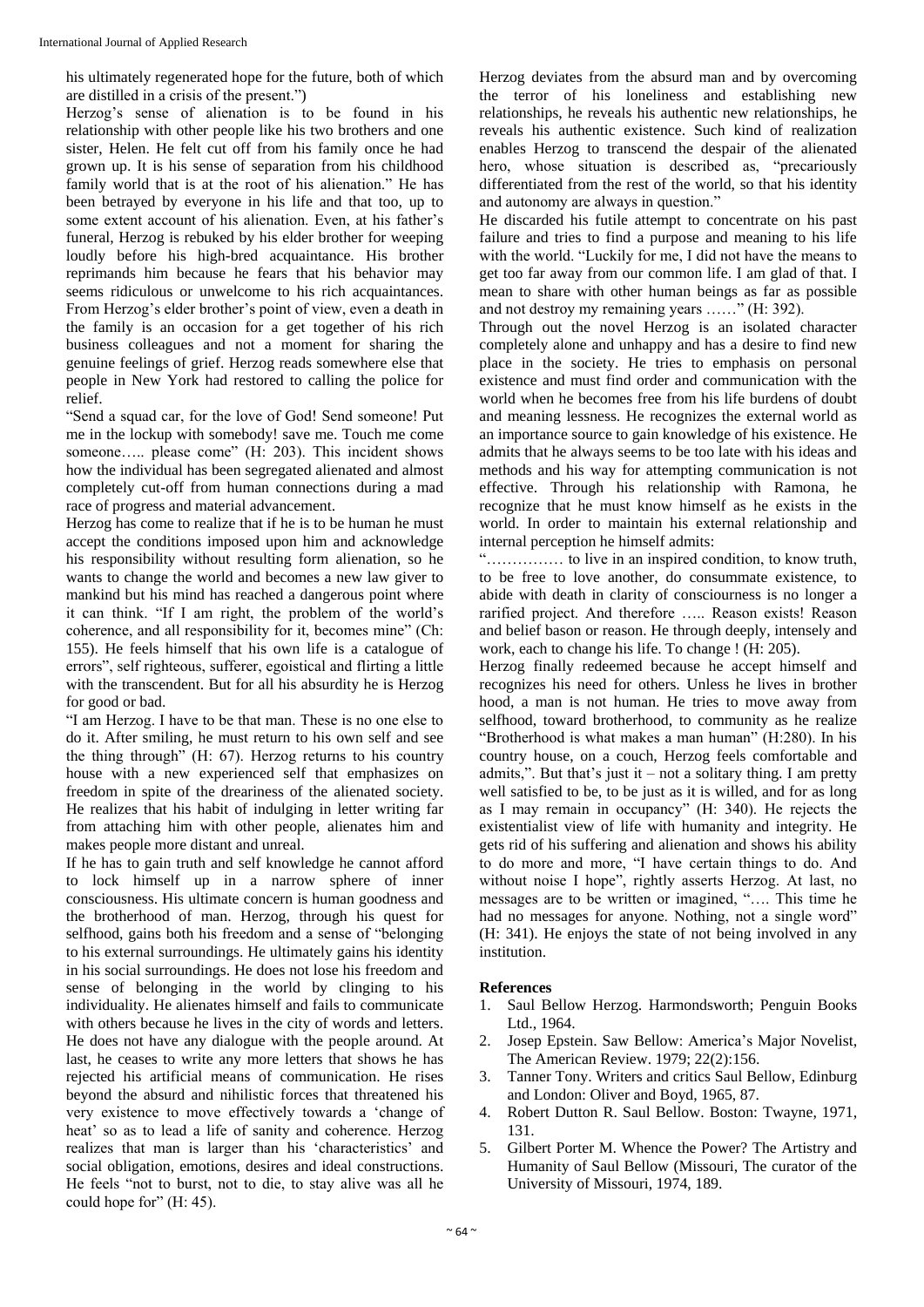his ultimately regenerated hope for the future, both of which are distilled in a crisis of the present.")

Herzog's sense of alienation is to be found in his relationship with other people like his two brothers and one sister, Helen. He felt cut off from his family once he had grown up. It is his sense of separation from his childhood family world that is at the root of his alienation." He has been betrayed by everyone in his life and that too, up to some extent account of his alienation. Even, at his father's funeral, Herzog is rebuked by his elder brother for weeping loudly before his high-bred acquaintance. His brother reprimands him because he fears that his behavior may seems ridiculous or unwelcome to his rich acquaintances. From Herzog's elder brother's point of view, even a death in the family is an occasion for a get together of his rich business colleagues and not a moment for sharing the genuine feelings of grief. Herzog reads somewhere else that people in New York had restored to calling the police for relief.

"Send a squad car, for the love of God! Send someone! Put me in the lockup with somebody! save me. Touch me come someone….. please come" (H: 203). This incident shows how the individual has been segregated alienated and almost completely cut-off from human connections during a mad race of progress and material advancement.

Herzog has come to realize that if he is to be human he must accept the conditions imposed upon him and acknowledge his responsibility without resulting form alienation, so he wants to change the world and becomes a new law giver to mankind but his mind has reached a dangerous point where it can think. "If I am right, the problem of the world's coherence, and all responsibility for it, becomes mine" (Ch: 155). He feels himself that his own life is a catalogue of errors", self righteous, sufferer, egoistical and flirting a little with the transcendent. But for all his absurdity he is Herzog for good or bad.

"I am Herzog. I have to be that man. These is no one else to do it. After smiling, he must return to his own self and see the thing through" (H: 67). Herzog returns to his country house with a new experienced self that emphasizes on freedom in spite of the dreariness of the alienated society. He realizes that his habit of indulging in letter writing far from attaching him with other people, alienates him and makes people more distant and unreal.

If he has to gain truth and self knowledge he cannot afford to lock himself up in a narrow sphere of inner consciousness. His ultimate concern is human goodness and the brotherhood of man. Herzog, through his quest for selfhood, gains both his freedom and a sense of "belonging to his external surroundings. He ultimately gains his identity in his social surroundings. He does not lose his freedom and sense of belonging in the world by clinging to his individuality. He alienates himself and fails to communicate with others because he lives in the city of words and letters. He does not have any dialogue with the people around. At last, he ceases to write any more letters that shows he has rejected his artificial means of communication. He rises beyond the absurd and nihilistic forces that threatened his very existence to move effectively towards a 'change of heat' so as to lead a life of sanity and coherence. Herzog realizes that man is larger than his 'characteristics' and social obligation, emotions, desires and ideal constructions. He feels "not to burst, not to die, to stay alive was all he could hope for" (H: 45).

Herzog deviates from the absurd man and by overcoming the terror of his loneliness and establishing new relationships, he reveals his authentic new relationships, he reveals his authentic existence. Such kind of realization enables Herzog to transcend the despair of the alienated hero, whose situation is described as, "precariously differentiated from the rest of the world, so that his identity and autonomy are always in question."

He discarded his futile attempt to concentrate on his past failure and tries to find a purpose and meaning to his life with the world. "Luckily for me, I did not have the means to get too far away from our common life. I am glad of that. I mean to share with other human beings as far as possible and not destroy my remaining years ……" (H: 392).

Through out the novel Herzog is an isolated character completely alone and unhappy and has a desire to find new place in the society. He tries to emphasis on personal existence and must find order and communication with the world when he becomes free from his life burdens of doubt and meaning lessness. He recognizes the external world as an importance source to gain knowledge of his existence. He admits that he always seems to be too late with his ideas and methods and his way for attempting communication is not effective. Through his relationship with Ramona, he recognize that he must know himself as he exists in the world. In order to maintain his external relationship and internal perception he himself admits:

"…………… to live in an inspired condition, to know truth, to be free to love another, do consummate existence, to abide with death in clarity of consciourness is no longer a rarified project. And therefore ….. Reason exists! Reason and belief bason or reason. He through deeply, intensely and work, each to change his life. To change ! (H: 205).

Herzog finally redeemed because he accept himself and recognizes his need for others. Unless he lives in brother hood, a man is not human. He tries to move away from selfhood, toward brotherhood, to community as he realize "Brotherhood is what makes a man human" (H:280). In his country house, on a couch, Herzog feels comfortable and admits,". But that's just it – not a solitary thing. I am pretty well satisfied to be, to be just as it is willed, and for as long as I may remain in occupancy" (H: 340). He rejects the existentialist view of life with humanity and integrity. He gets rid of his suffering and alienation and shows his ability to do more and more, "I have certain things to do. And without noise I hope", rightly asserts Herzog. At last, no messages are to be written or imagined, "…. This time he had no messages for anyone. Nothing, not a single word" (H: 341). He enjoys the state of not being involved in any institution.

## References

1. Saul Bellow Herzog. Harmondsworth; Penguin Books Ltd., 1964.
2. Josep Epstein. Saw Bellow: America's Major Novelist, The American Review. 1979; 22(2):156.
3. Tanner Tony. Writers and critics Saul Bellow, Edinburg and London: Oliver and Boyd, 1965, 87.
4. Robert Dutton R. Saul Bellow. Boston: Twayne, 1971, 131.
5. Gilbert Porter M. Whence the Power? The Artistry and Humanity of Saul Bellow (Missouri, The curator of the University of Missouri, 1974, 189.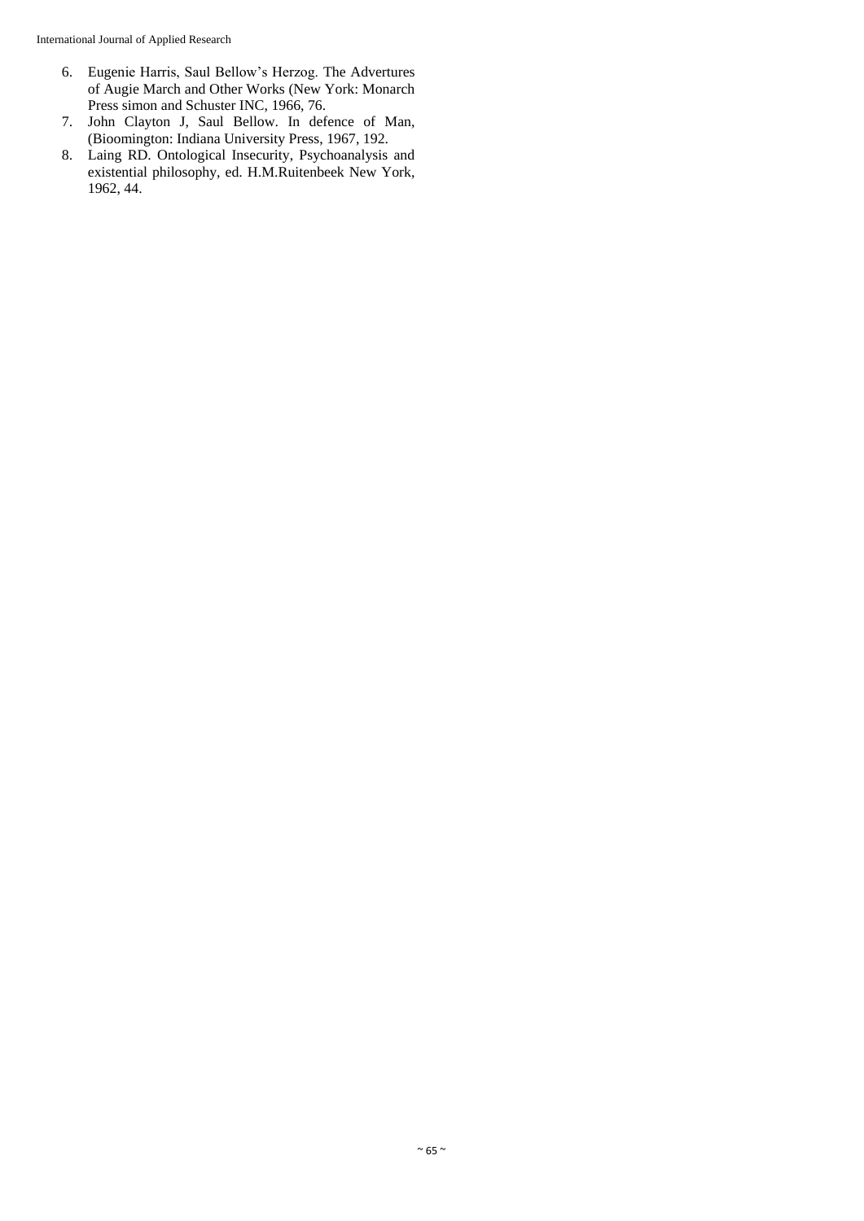6. Eugenie Harris, Saul Bellow's Herzog. The Advertures of Augie March and Other Works (New York: Monarch Press simon and Schuster INC, 1966, 76.
7. John Clayton J, Saul Bellow. In defence of Man, (Bioomington: Indiana University Press, 1967, 192.
8. Laing RD. Ontological Insecurity, Psychoanalysis and existential philosophy, ed. H.M.Ruitenbeek New York, 1962, 44.